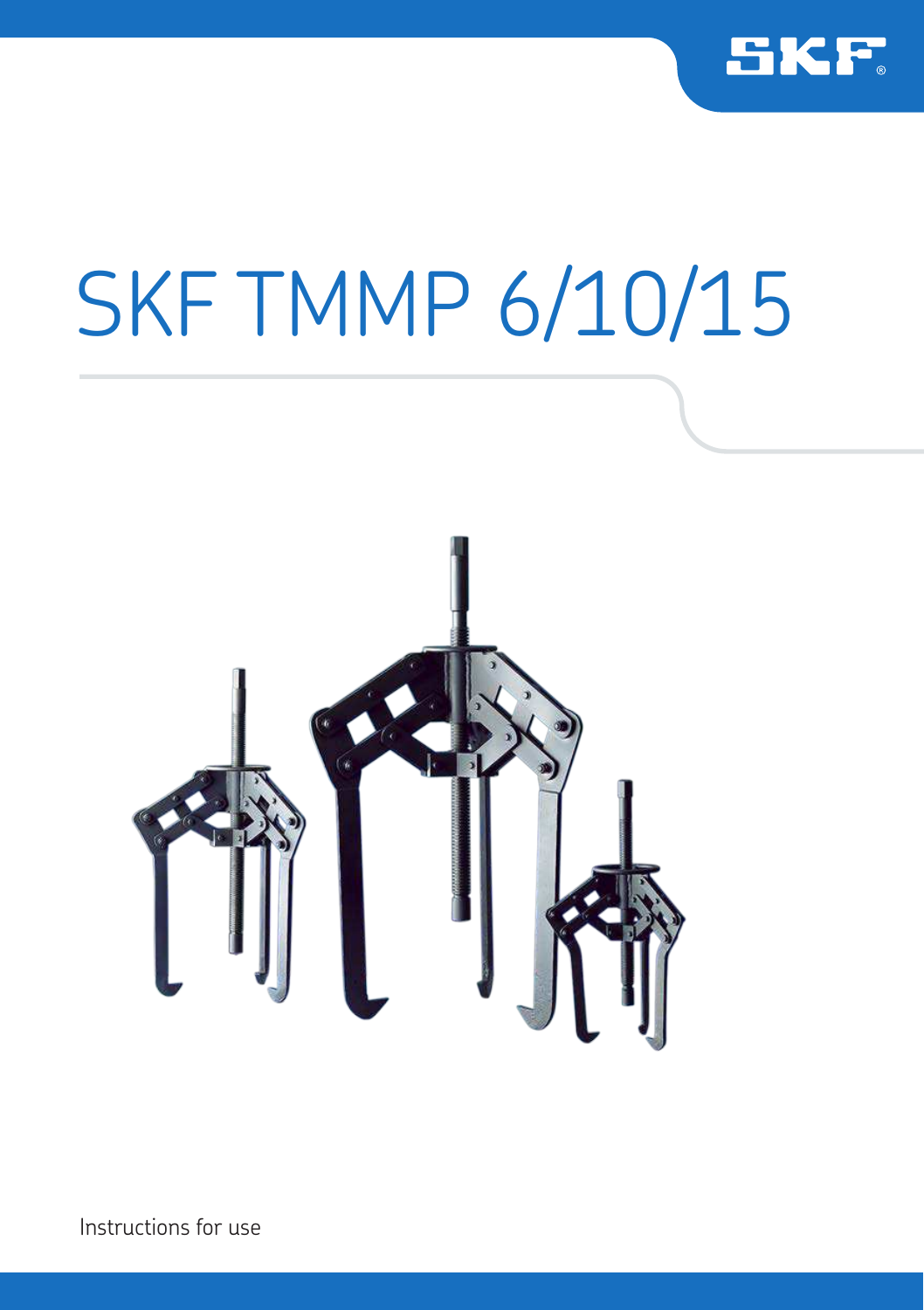# SKF TMMP 6/10/15

Instructions for use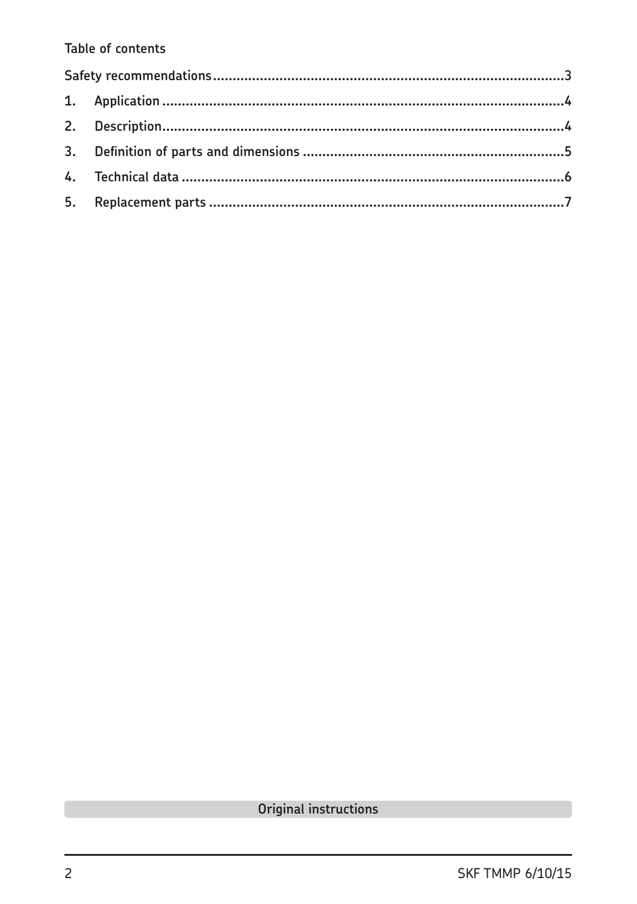Table of contents

Safety recommendations...........................................................................................3

1. Application ..........................................................................................................4

2. Description...........................................................................................................4

3. Definition of parts and dimensions .....................................................................5

4. Technical data .....................................................................................................6

5. Replacement parts ..............................................................................................7

Original instructions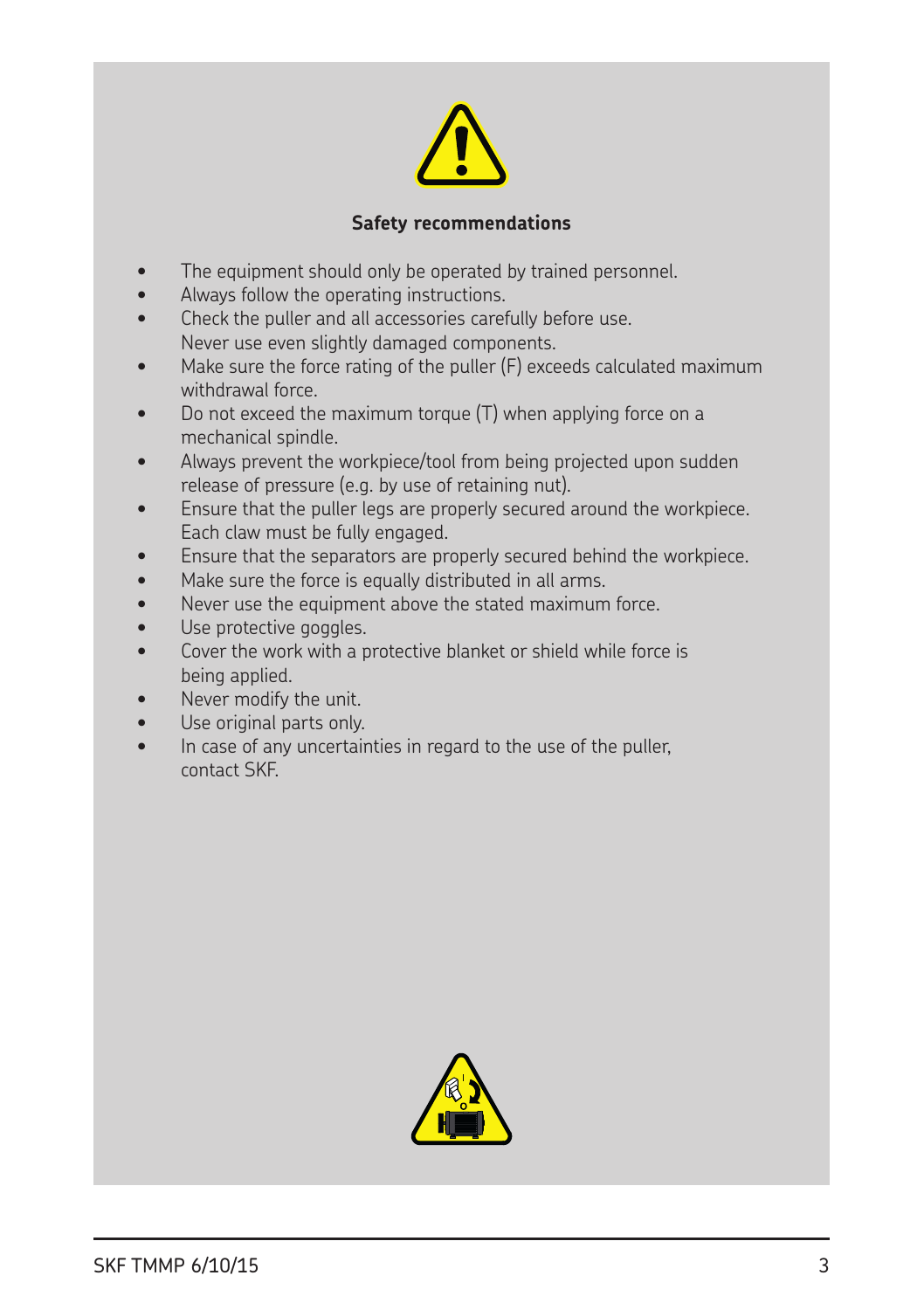## Safety recommendations

- The equipment should only be operated by trained personnel.
- Always follow the operating instructions.
- Check the puller and all accessories carefully before use. Never use even slightly damaged components.
- Make sure the force rating of the puller (F) exceeds calculated maximum withdrawal force.
- Do not exceed the maximum torque (T) when applying force on a mechanical spindle.
- Always prevent the workpiece/tool from being projected upon sudden release of pressure (e.g. by use of retaining nut).
- Ensure that the puller legs are properly secured around the workpiece. Each claw must be fully engaged.
- Ensure that the separators are properly secured behind the workpiece.
- Make sure the force is equally distributed in all arms.
- Never use the equipment above the stated maximum force.
- Use protective goggles.
- Cover the work with a protective blanket or shield while force is being applied.
- Never modify the unit.
- Use original parts only.
- In case of any uncertainties in regard to the use of the puller, contact SKF.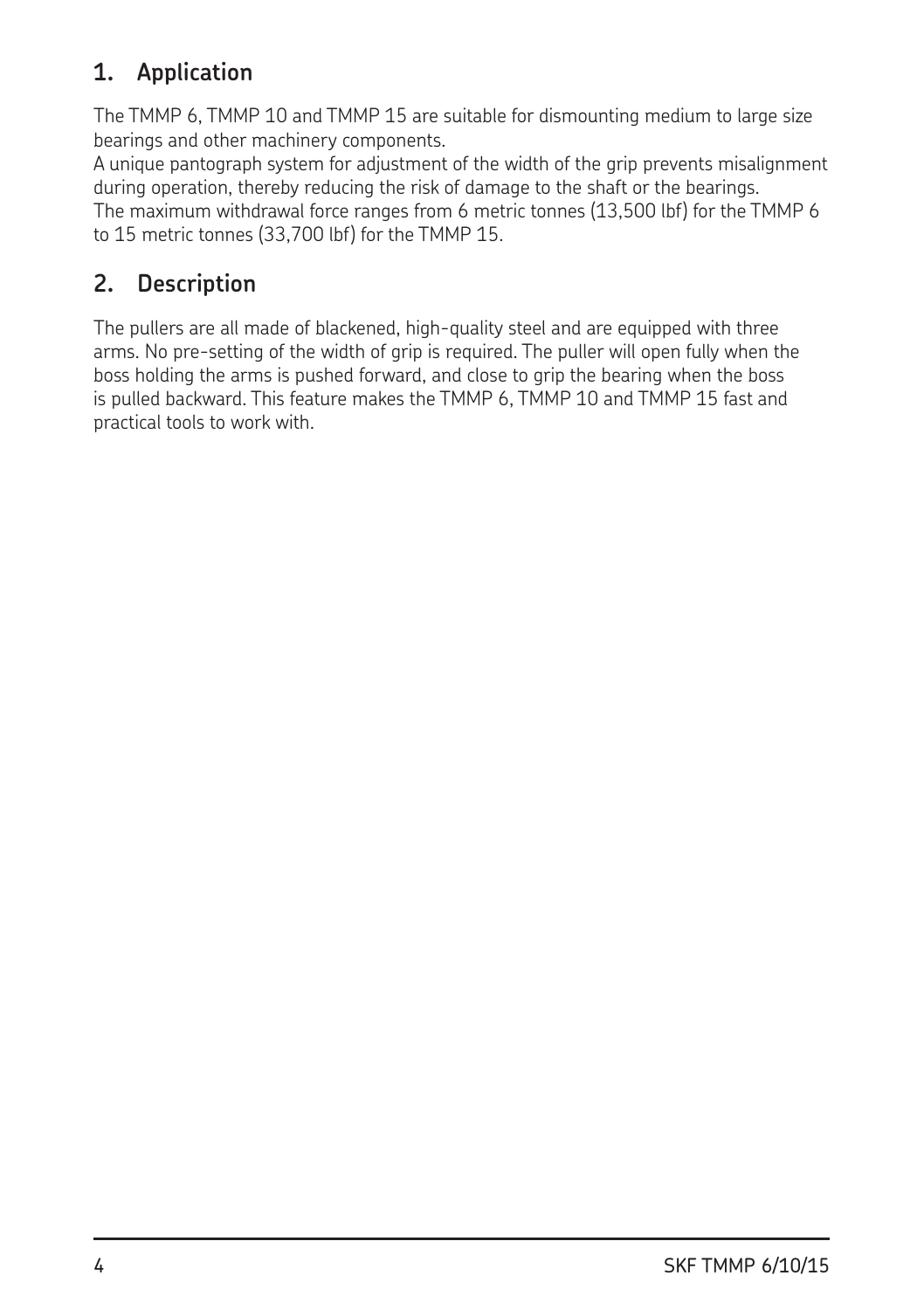## 1. Application

The TMMP 6, TMMP 10 and TMMP 15 are suitable for dismounting medium to large size bearings and other machinery components.
A unique pantograph system for adjustment of the width of the grip prevents misalignment during operation, thereby reducing the risk of damage to the shaft or the bearings.
The maximum withdrawal force ranges from 6 metric tonnes (13,500 lbf) for the TMMP 6 to 15 metric tonnes (33,700 lbf) for the TMMP 15.

## 2. Description

The pullers are all made of blackened, high-quality steel and are equipped with three arms. No pre-setting of the width of grip is required. The puller will open fully when the boss holding the arms is pushed forward, and close to grip the bearing when the boss is pulled backward. This feature makes the TMMP 6, TMMP 10 and TMMP 15 fast and practical tools to work with.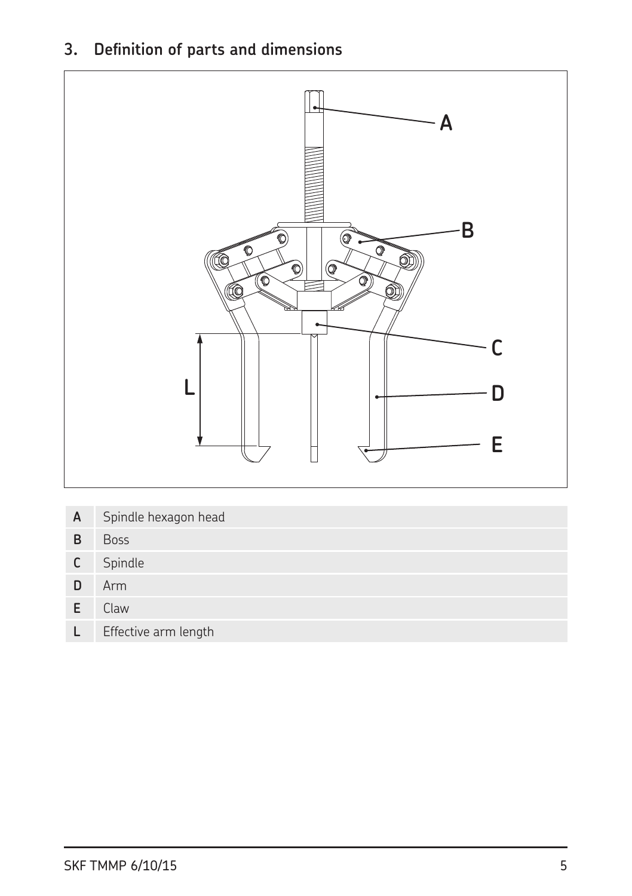## 3. Definition of parts and dimensions

| | |
|---|---|
| A | Spindle hexagon head |
| B | Boss |
| C | Spindle |
| D | Arm |
| E | Claw |
| L | Effective arm length |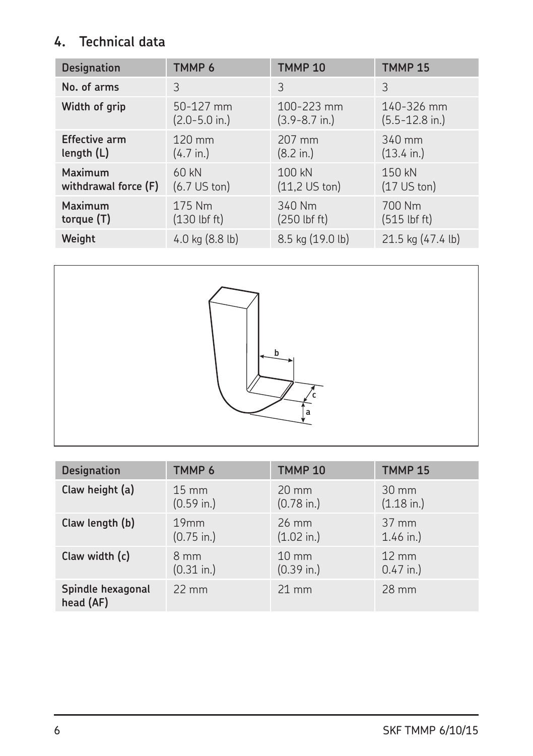## 4. Technical data

| Designation | TMMP 6 | TMMP 10 | TMMP 15 |
|---|---|---|---|
| No. of arms | 3 | 3 | 3 |
| Width of grip | 50-127 mm (2.0-5.0 in.) | 100-223 mm (3.9-8.7 in.) | 140-326 mm (5.5-12.8 in.) |
| Effective arm length (L) | 120 mm (4.7 in.) | 207 mm (8.2 in.) | 340 mm (13.4 in.) |
| Maximum withdrawal force (F) | 60 kN (6.7 US ton) | 100 kN (11,2 US ton) | 150 kN (17 US ton) |
| Maximum torque (T) | 175 Nm (130 lbf ft) | 340 Nm (250 lbf ft) | 700 Nm (515 lbf ft) |
| Weight | 4.0 kg (8.8 lb) | 8.5 kg (19.0 lb) | 21.5 kg (47.4 lb) |

| Designation | TMMP 6 | TMMP 10 | TMMP 15 |
|---|---|---|---|
| Claw height (a) | 15 mm (0.59 in.) | 20 mm (0.78 in.) | 30 mm (1.18 in.) |
| Claw length (b) | 19mm (0.75 in.) | 26 mm (1.02 in.) | 37 mm 1.46 in.) |
| Claw width (c) | 8 mm (0.31 in.) | 10 mm (0.39 in.) | 12 mm 0.47 in.) |
| Spindle hexagonal head (AF) | 22 mm | 21 mm | 28 mm |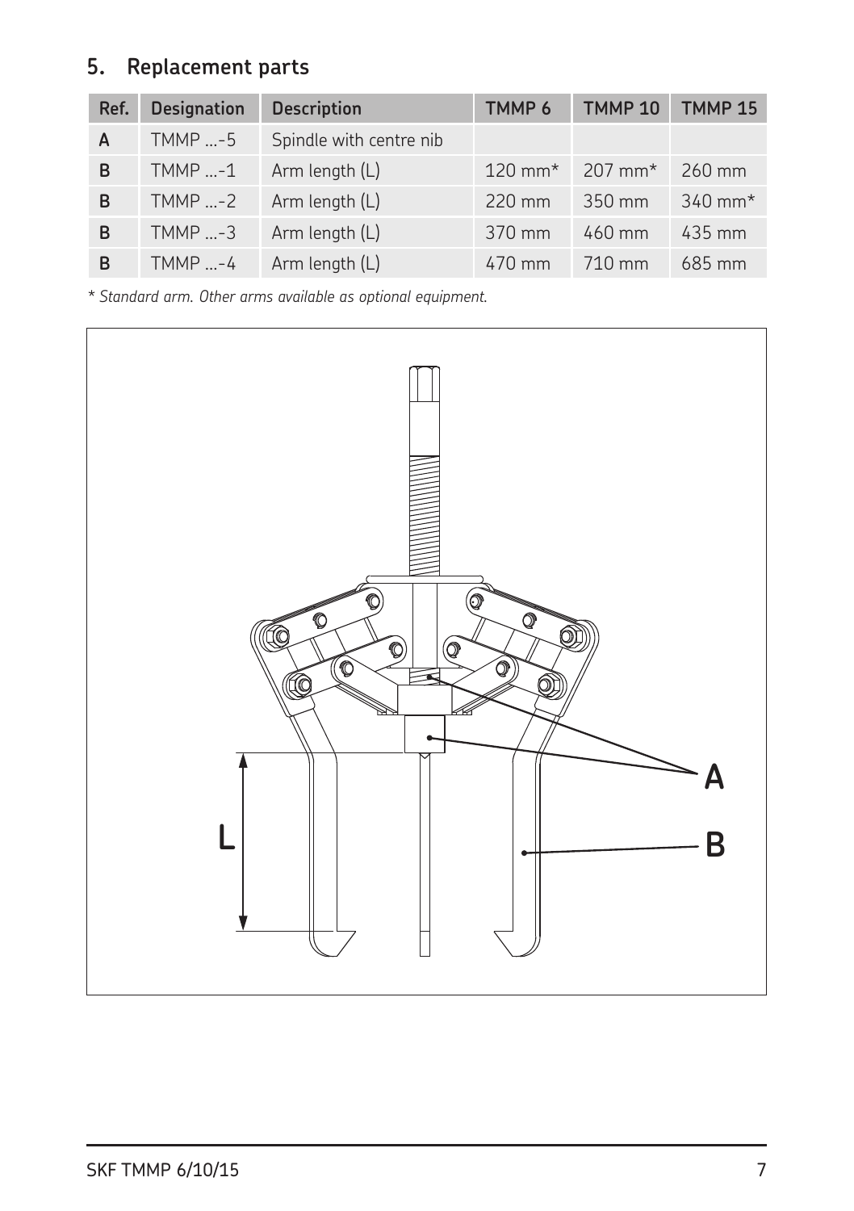## 5. Replacement parts

| Ref. | Designation | Description | TMMP 6 | TMMP 10 | TMMP 15 |
|---|---|---|---|---|---|
| A | TMMP ...-5 | Spindle with centre nib | | | |
| B | TMMP ...-1 | Arm length (L) | 120 mm* | 207 mm* | 260 mm |
| B | TMMP ...-2 | Arm length (L) | 220 mm | 350 mm | 340 mm* |
| B | TMMP ...-3 | Arm length (L) | 370 mm | 460 mm | 435 mm |
| B | TMMP ...-4 | Arm length (L) | 470 mm | 710 mm | 685 mm |

*\* Standard arm. Other arms available as optional equipment.*

L

A

B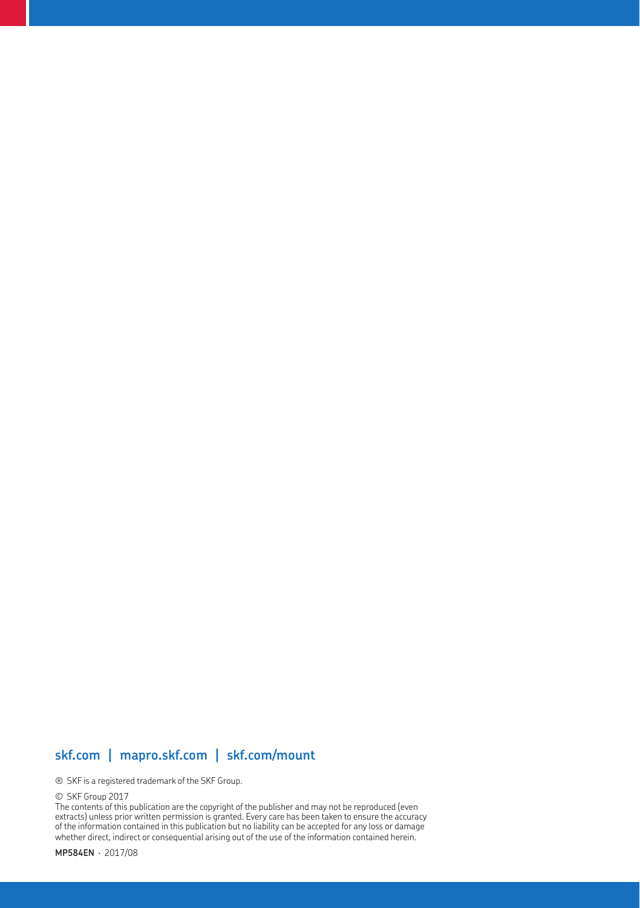**skf.com | mapro.skf.com | skf.com/mount**

® SKF is a registered trademark of the SKF Group.

© SKF Group 2017
The contents of this publication are the copyright of the publisher and may not be reproduced (even extracts) unless prior written permission is granted. Every care has been taken to ensure the accuracy of the information contained in this publication but no liability can be accepted for any loss or damage whether direct, indirect or consequential arising out of the use of the information contained herein.

**MP584EN** · 2017/08